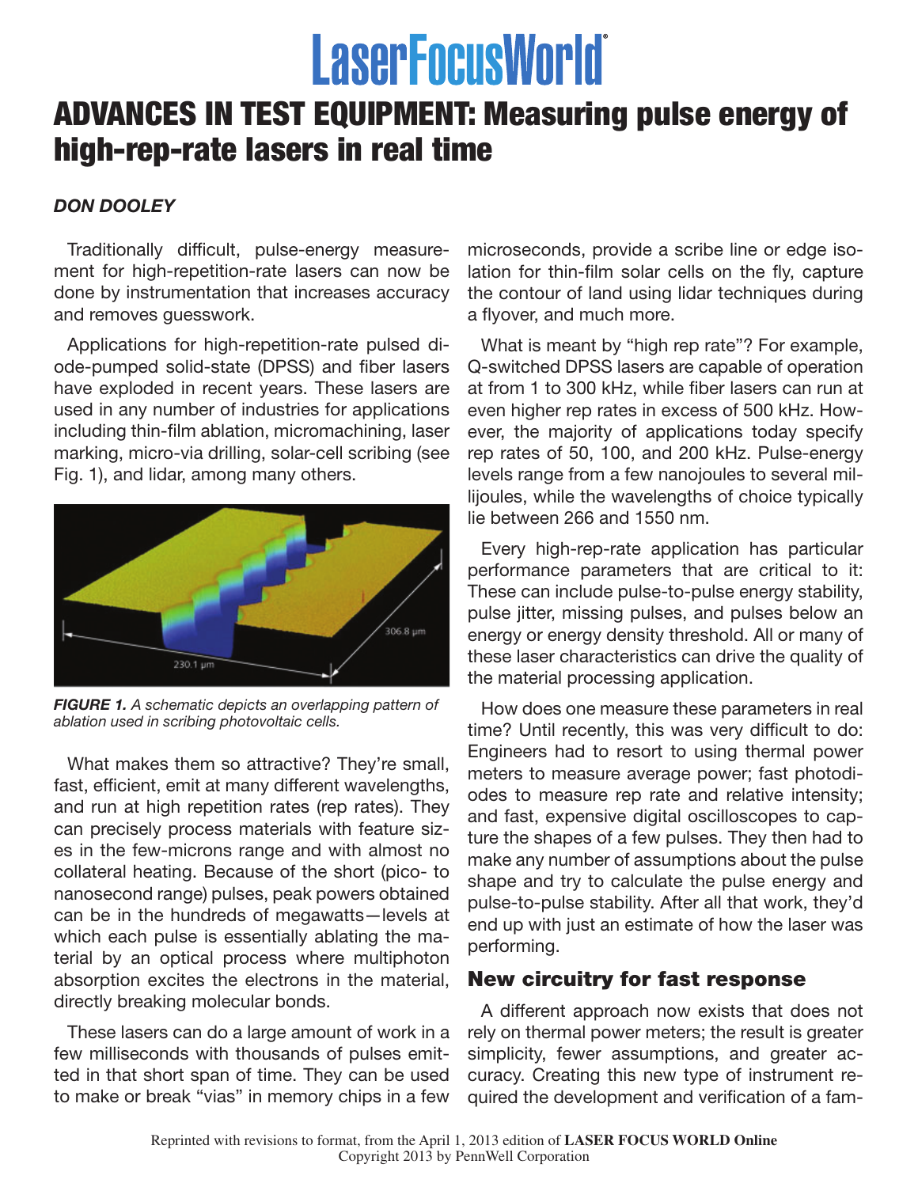# ADVANCES IN TEST EQUIPMENT: Measuring pulse energy of high-rep-rate lasers in real time

***DON DOOLEY***

Traditionally difficult, pulse-energy measurement for high-repetition-rate lasers can now be done by instrumentation that increases accuracy and removes guesswork.

Applications for high-repetition-rate pulsed diode-pumped solid-state (DPSS) and fiber lasers have exploded in recent years. These lasers are used in any number of industries for applications including thin-film ablation, micromachining, laser marking, micro-via drilling, solar-cell scribing (see Fig. 1), and lidar, among many others.

***FIGURE 1.*** *A schematic depicts an overlapping pattern of ablation used in scribing photovoltaic cells.*

What makes them so attractive? They're small, fast, efficient, emit at many different wavelengths, and run at high repetition rates (rep rates). They can precisely process materials with feature sizes in the few-microns range and with almost no collateral heating. Because of the short (pico- to nanosecond range) pulses, peak powers obtained can be in the hundreds of megawatts—levels at which each pulse is essentially ablating the material by an optical process where multiphoton absorption excites the electrons in the material, directly breaking molecular bonds.

These lasers can do a large amount of work in a few milliseconds with thousands of pulses emitted in that short span of time. They can be used to make or break "vias" in memory chips in a few microseconds, provide a scribe line or edge isolation for thin-film solar cells on the fly, capture the contour of land using lidar techniques during a flyover, and much more.

What is meant by "high rep rate"? For example, Q-switched DPSS lasers are capable of operation at from 1 to 300 kHz, while fiber lasers can run at even higher rep rates in excess of 500 kHz. However, the majority of applications today specify rep rates of 50, 100, and 200 kHz. Pulse-energy levels range from a few nanojoules to several millijoules, while the wavelengths of choice typically lie between 266 and 1550 nm.

Every high-rep-rate application has particular performance parameters that are critical to it: These can include pulse-to-pulse energy stability, pulse jitter, missing pulses, and pulses below an energy or energy density threshold. All or many of these laser characteristics can drive the quality of the material processing application.

How does one measure these parameters in real time? Until recently, this was very difficult to do: Engineers had to resort to using thermal power meters to measure average power; fast photodiodes to measure rep rate and relative intensity; and fast, expensive digital oscilloscopes to capture the shapes of a few pulses. They then had to make any number of assumptions about the pulse shape and try to calculate the pulse energy and pulse-to-pulse stability. After all that work, they'd end up with just an estimate of how the laser was performing.

## New circuitry for fast response

A different approach now exists that does not rely on thermal power meters; the result is greater simplicity, fewer assumptions, and greater accuracy. Creating this new type of instrument required the development and verification of a fam-

Reprinted with revisions to format, from the April 1, 2013 edition of **LASER FOCUS WORLD Online**
Copyright 2013 by PennWell Corporation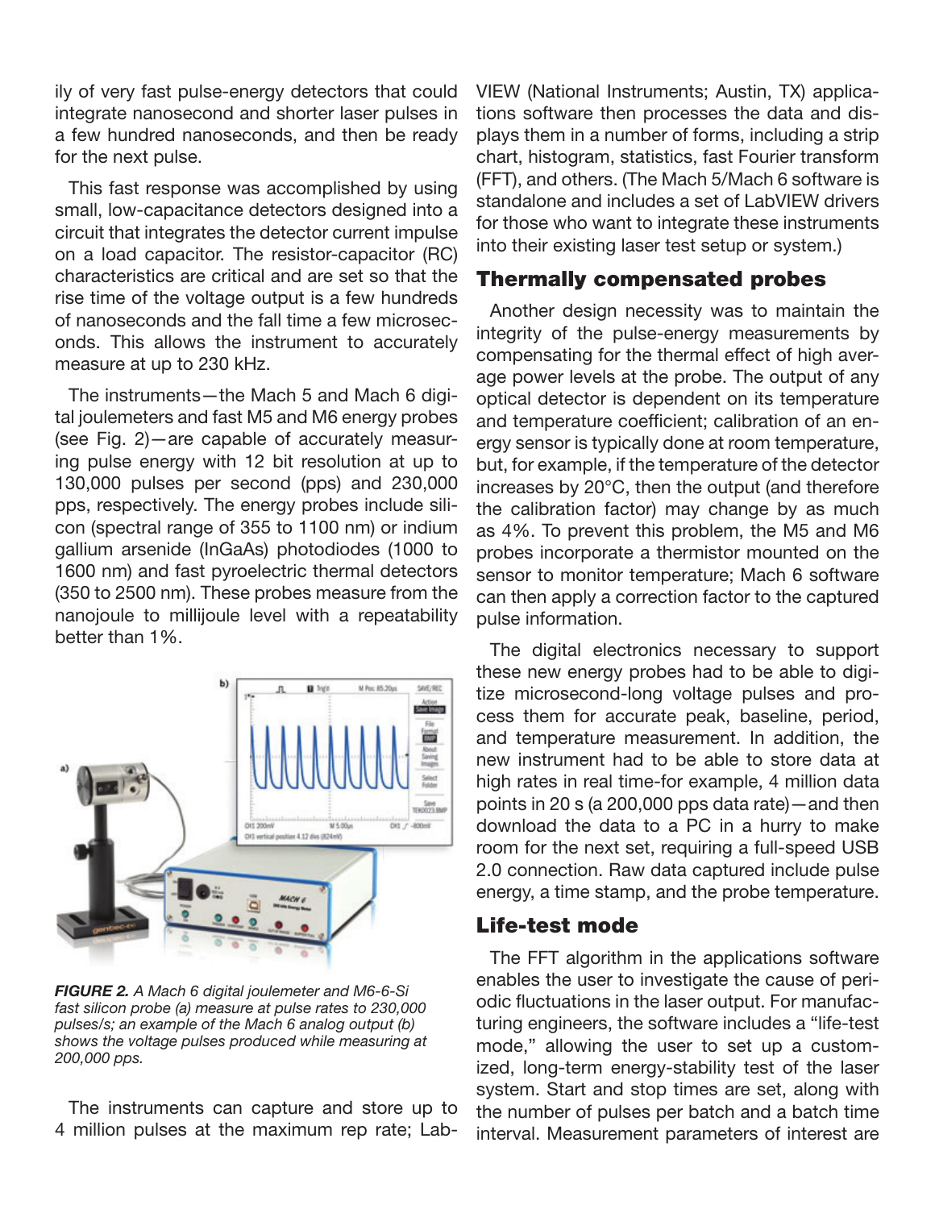ily of very fast pulse-energy detectors that could integrate nanosecond and shorter laser pulses in a few hundred nanoseconds, and then be ready for the next pulse.

This fast response was accomplished by using small, low-capacitance detectors designed into a circuit that integrates the detector current impulse on a load capacitor. The resistor-capacitor (RC) characteristics are critical and are set so that the rise time of the voltage output is a few hundreds of nanoseconds and the fall time a few microseconds. This allows the instrument to accurately measure at up to 230 kHz.

The instruments—the Mach 5 and Mach 6 digital joulemeters and fast M5 and M6 energy probes (see Fig. 2)—are capable of accurately measuring pulse energy with 12 bit resolution at up to 130,000 pulses per second (pps) and 230,000 pps, respectively. The energy probes include silicon (spectral range of 355 to 1100 nm) or indium gallium arsenide (InGaAs) photodiodes (1000 to 1600 nm) and fast pyroelectric thermal detectors (350 to 2500 nm). These probes measure from the nanojoule to millijoule level with a repeatability better than 1%.

***FIGURE 2.*** *A Mach 6 digital joulemeter and M6-6-Si fast silicon probe (a) measure at pulse rates to 230,000 pulses/s; an example of the Mach 6 analog output (b) shows the voltage pulses produced while measuring at 200,000 pps.*

The instruments can capture and store up to 4 million pulses at the maximum rep rate; LabVIEW (National Instruments; Austin, TX) applications software then processes the data and displays them in a number of forms, including a strip chart, histogram, statistics, fast Fourier transform (FFT), and others. (The Mach 5/Mach 6 software is standalone and includes a set of LabVIEW drivers for those who want to integrate these instruments into their existing laser test setup or system.)

## Thermally compensated probes

Another design necessity was to maintain the integrity of the pulse-energy measurements by compensating for the thermal effect of high average power levels at the probe. The output of any optical detector is dependent on its temperature and temperature coefficient; calibration of an energy sensor is typically done at room temperature, but, for example, if the temperature of the detector increases by 20°C, then the output (and therefore the calibration factor) may change by as much as 4%. To prevent this problem, the M5 and M6 probes incorporate a thermistor mounted on the sensor to monitor temperature; Mach 6 software can then apply a correction factor to the captured pulse information.

The digital electronics necessary to support these new energy probes had to be able to digitize microsecond-long voltage pulses and process them for accurate peak, baseline, period, and temperature measurement. In addition, the new instrument had to be able to store data at high rates in real time-for example, 4 million data points in 20 s (a 200,000 pps data rate)—and then download the data to a PC in a hurry to make room for the next set, requiring a full-speed USB 2.0 connection. Raw data captured include pulse energy, a time stamp, and the probe temperature.

## Life-test mode

The FFT algorithm in the applications software enables the user to investigate the cause of periodic fluctuations in the laser output. For manufacturing engineers, the software includes a "life-test mode," allowing the user to set up a customized, long-term energy-stability test of the laser system. Start and stop times are set, along with the number of pulses per batch and a batch time interval. Measurement parameters of interest are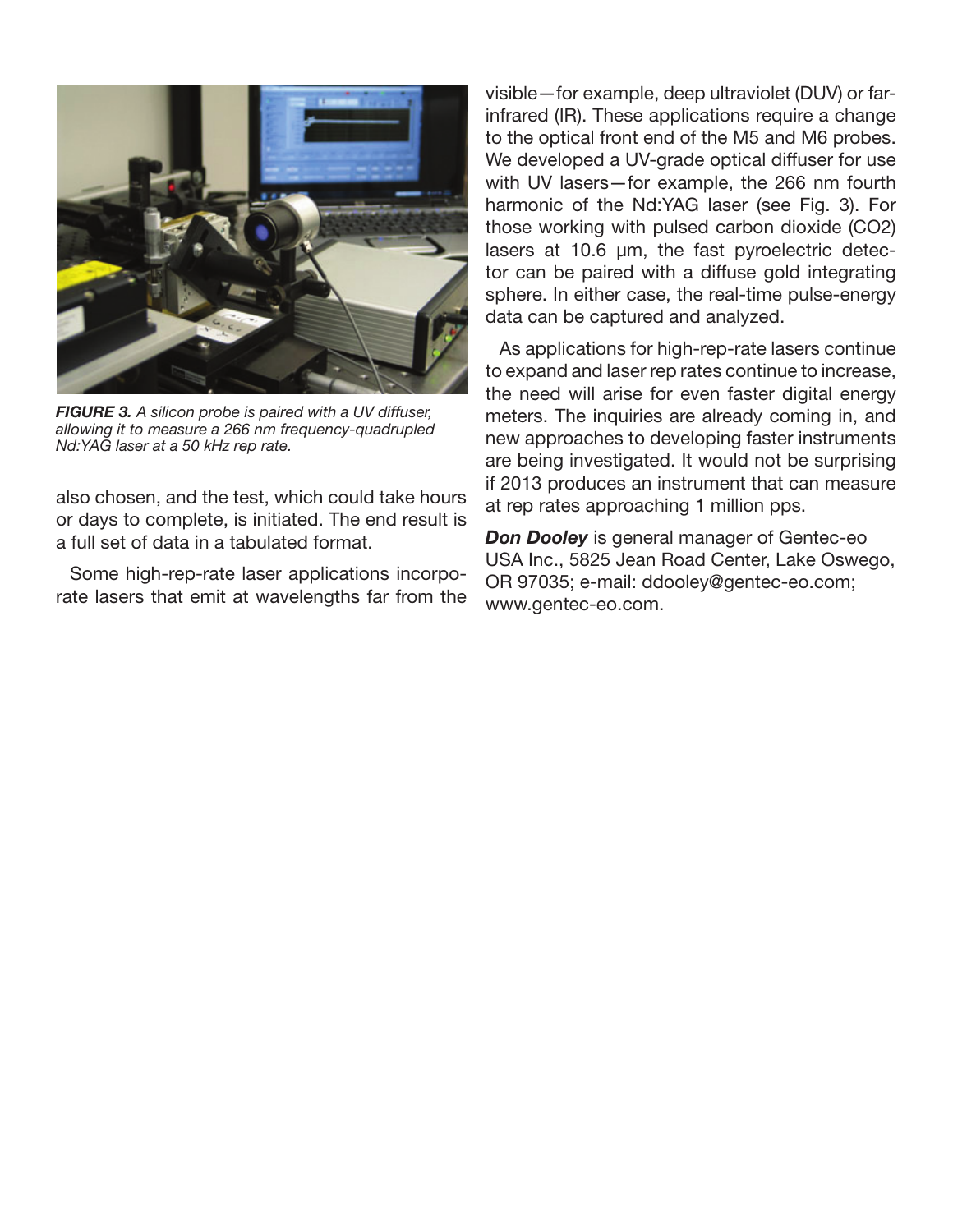*FIGURE 3. A silicon probe is paired with a UV diffuser, allowing it to measure a 266 nm frequency-quadrupled Nd:YAG laser at a 50 kHz rep rate.*

also chosen, and the test, which could take hours or days to complete, is initiated. The end result is a full set of data in a tabulated format.

Some high-rep-rate laser applications incorporate lasers that emit at wavelengths far from the visible—for example, deep ultraviolet (DUV) or far-infrared (IR). These applications require a change to the optical front end of the M5 and M6 probes. We developed a UV-grade optical diffuser for use with UV lasers—for example, the 266 nm fourth harmonic of the Nd:YAG laser (see Fig. 3). For those working with pulsed carbon dioxide (CO2) lasers at 10.6 μm, the fast pyroelectric detector can be paired with a diffuse gold integrating sphere. In either case, the real-time pulse-energy data can be captured and analyzed.

As applications for high-rep-rate lasers continue to expand and laser rep rates continue to increase, the need will arise for even faster digital energy meters. The inquiries are already coming in, and new approaches to developing faster instruments are being investigated. It would not be surprising if 2013 produces an instrument that can measure at rep rates approaching 1 million pps.

***Don Dooley*** is general manager of Gentec-eo USA Inc., 5825 Jean Road Center, Lake Oswego, OR 97035; e-mail: ddooley@gentec-eo.com; www.gentec-eo.com.